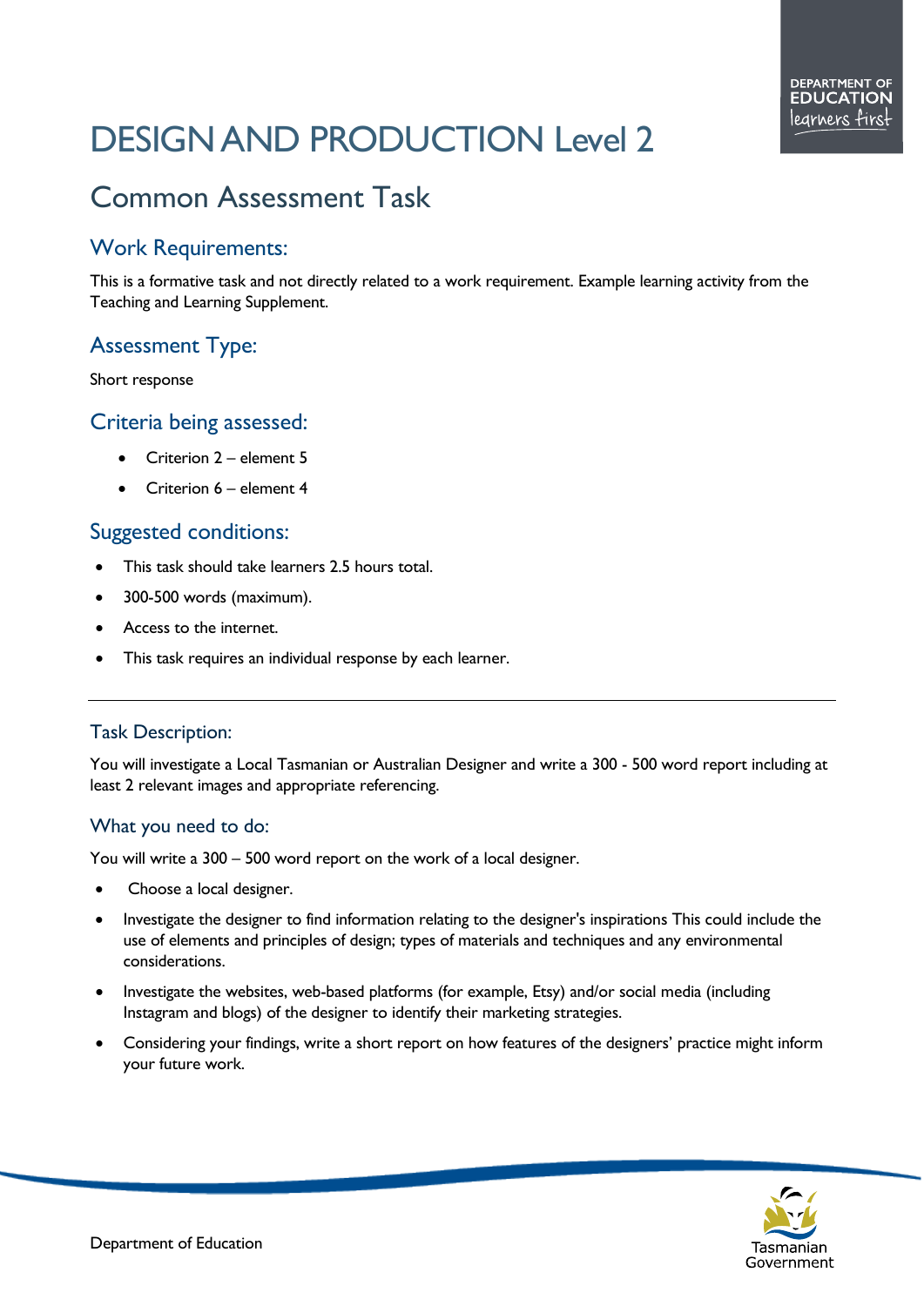# DESIGN AND PRODUCTION Level 2

## Common Assessment Task

### Work Requirements:

This is a formative task and not directly related to a work requirement. Example learning activity from the Teaching and Learning Supplement.

### Assessment Type:

Short response

### Criteria being assessed:

- Criterion 2 – element 5
- Criterion 6 – element 4

### Suggested conditions:

- This task should take learners 2.5 hours total.
- 300-500 words (maximum).
- Access to the internet.
- This task requires an individual response by each learner.

---

### Task Description:

You will investigate a Local Tasmanian or Australian Designer and write a 300 - 500 word report including at least 2 relevant images and appropriate referencing.

### What you need to do:

You will write a 300 – 500 word report on the work of a local designer.

- Choose a local designer.
- Investigate the designer to find information relating to the designer's inspirations This could include the use of elements and principles of design; types of materials and techniques and any environmental considerations.
- Investigate the websites, web-based platforms (for example, Etsy) and/or social media (including Instagram and blogs) of the designer to identify their marketing strategies.
- Considering your findings, write a short report on how features of the designers' practice might inform your future work.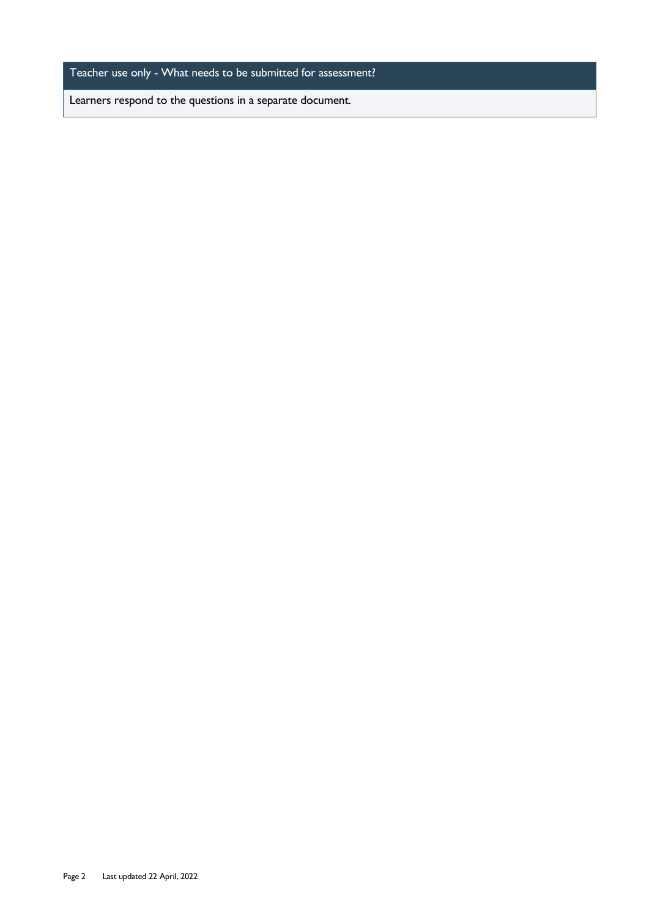| Teacher use only - What needs to be submitted for assessment? |
| --- |
| Learners respond to the questions in a separate document. |